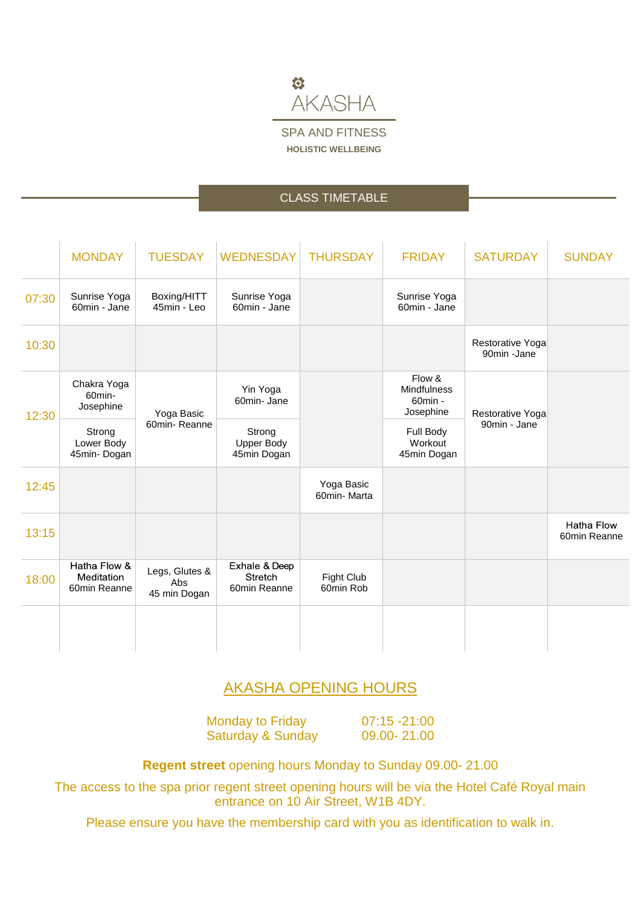# AKASHA

SPA AND FITNESS

**HOLISTIC WELLBEING**

## CLASS TIMETABLE

| | MONDAY | TUESDAY | WEDNESDAY | THURSDAY | FRIDAY | SATURDAY | SUNDAY |
|---|---|---|---|---|---|---|---|
| 07:30 | Sunrise Yoga 60min - Jane | Boxing/HITT 45min - Leo | Sunrise Yoga 60min - Jane | | Sunrise Yoga 60min - Jane | | |
| 10:30 | | | | | | Restorative Yoga 90min -Jane | |
| 12:30 | Chakra Yoga 60min- Josephine | Yoga Basic 60min- Reanne | Yin Yoga 60min- Jane | | Flow & Mindfulness 60min - Josephine | Restorative Yoga 90min - Jane | |
| | Strong Lower Body 45min- Dogan | | Strong Upper Body 45min Dogan | | Full Body Workout 45min Dogan | | |
| 12:45 | | | | Yoga Basic 60min- Marta | | | |
| 13:15 | | | | | | | Hatha Flow 60min Reanne |
| 18:00 | Hatha Flow & Meditation 60min Reanne | Legs, Glutes & Abs 45 min Dogan | Exhale & Deep Stretch 60min Reanne | Fight Club 60min Rob | | | |
| | | | | | | | |

## AKASHA OPENING HOURS

| | |
|---|---|
| Monday to Friday | 07:15 -21:00 |
| Saturday & Sunday | 09.00- 21.00 |

**Regent street** opening hours Monday to Sunday 09.00- 21.00

The access to the spa prior regent street opening hours will be via the Hotel Café Royal main entrance on 10 Air Street, W1B 4DY.

Please ensure you have the membership card with you as identification to walk in.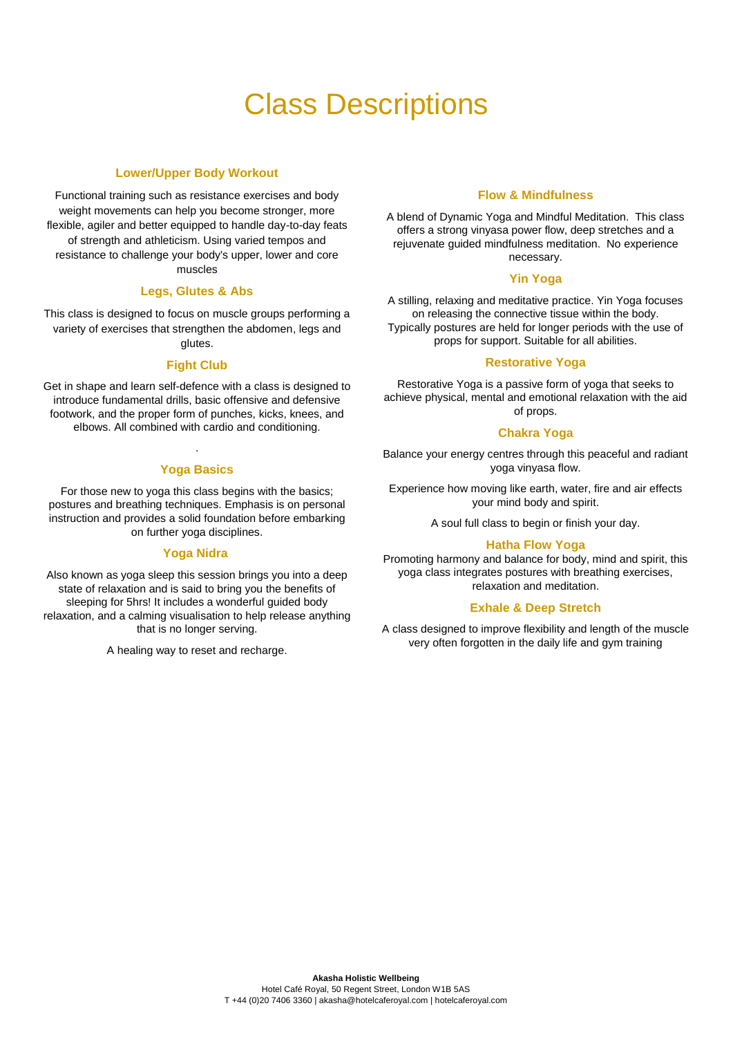# Class Descriptions

### Lower/Upper Body Workout

Functional training such as resistance exercises and body weight movements can help you become stronger, more flexible, agiler and better equipped to handle day-to-day feats of strength and athleticism. Using varied tempos and resistance to challenge your body's upper, lower and core muscles

### Legs, Glutes & Abs

This class is designed to focus on muscle groups performing a variety of exercises that strengthen the abdomen, legs and glutes.

### Fight Club

Get in shape and learn self-defence with a class is designed to introduce fundamental drills, basic offensive and defensive footwork, and the proper form of punches, kicks, knees, and elbows. All combined with cardio and conditioning.

.

### Yoga Basics

For those new to yoga this class begins with the basics; postures and breathing techniques. Emphasis is on personal instruction and provides a solid foundation before embarking on further yoga disciplines.

### Yoga Nidra

Also known as yoga sleep this session brings you into a deep state of relaxation and is said to bring you the benefits of sleeping for 5hrs! It includes a wonderful guided body relaxation, and a calming visualisation to help release anything that is no longer serving.

A healing way to reset and recharge.

### Flow & Mindfulness

A blend of Dynamic Yoga and Mindful Meditation. This class offers a strong vinyasa power flow, deep stretches and a rejuvenate guided mindfulness meditation. No experience necessary.

### Yin Yoga

A stilling, relaxing and meditative practice. Yin Yoga focuses on releasing the connective tissue within the body. Typically postures are held for longer periods with the use of props for support. Suitable for all abilities.

### Restorative Yoga

Restorative Yoga is a passive form of yoga that seeks to achieve physical, mental and emotional relaxation with the aid of props.

### Chakra Yoga

Balance your energy centres through this peaceful and radiant yoga vinyasa flow.

Experience how moving like earth, water, fire and air effects your mind body and spirit.

A soul full class to begin or finish your day.

### Hatha Flow Yoga

Promoting harmony and balance for body, mind and spirit, this yoga class integrates postures with breathing exercises, relaxation and meditation.

### Exhale & Deep Stretch

A class designed to improve flexibility and length of the muscle very often forgotten in the daily life and gym training

**Akasha Holistic Wellbeing**
Hotel Café Royal, 50 Regent Street, London W1B 5AS
T +44 (0)20 7406 3360 | akasha@hotelcaferoyal.com | hotelcaferoyal.com